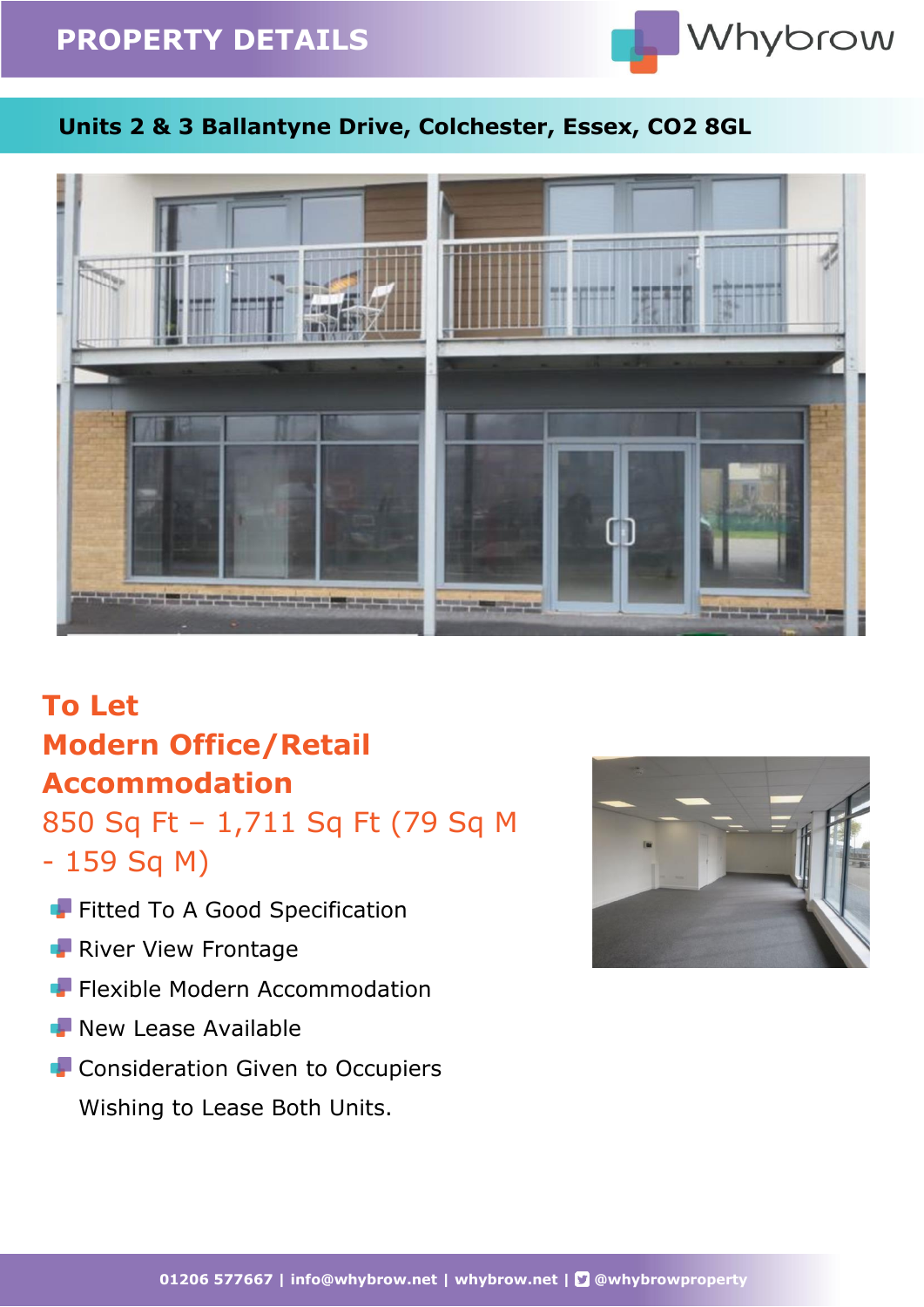# PROPERTY DETAILS

Whybrow

## Units 2 & 3 Ballantyne Drive, Colchester, Essex, CO2 8GL

## To Let
## Modern Office/Retail Accommodation

850 Sq Ft – 1,711 Sq Ft (79 Sq M - 159 Sq M)

- Fitted To A Good Specification
- River View Frontage
- Flexible Modern Accommodation
- New Lease Available
- Consideration Given to Occupiers Wishing to Lease Both Units.

01206 577667 | info@whybrow.net | whybrow.net | @whybrowproperty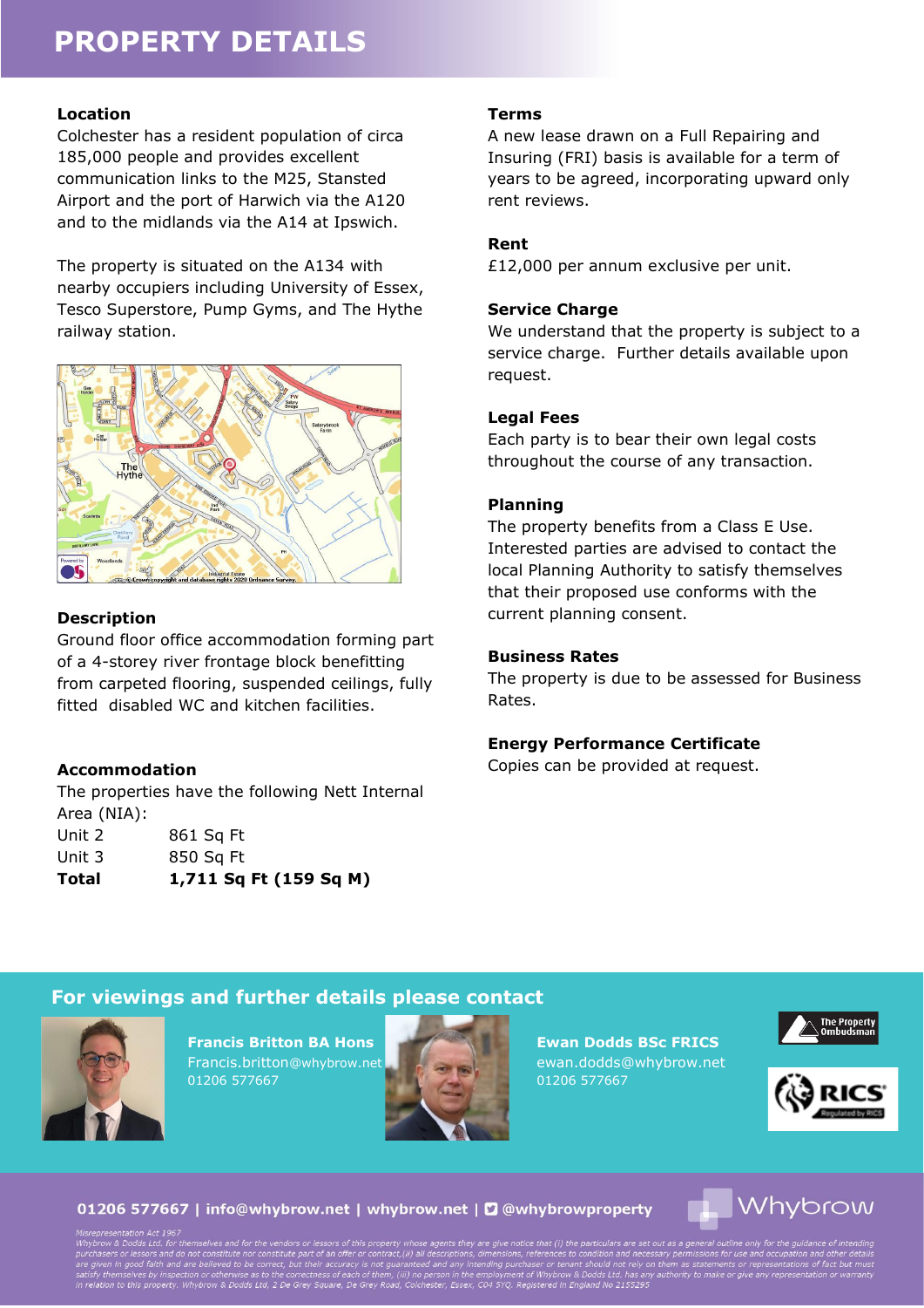# PROPERTY DETAILS

**Location**

Colchester has a resident population of circa 185,000 people and provides excellent communication links to the M25, Stansted Airport and the port of Harwich via the A120 and to the midlands via the A14 at Ipswich.

The property is situated on the A134 with nearby occupiers including University of Essex, Tesco Superstore, Pump Gyms, and The Hythe railway station.

**Description**

Ground floor office accommodation forming part of a 4-storey river frontage block benefitting from carpeted flooring, suspended ceilings, fully fitted disabled WC and kitchen facilities.

**Accommodation**

The properties have the following Nett Internal Area (NIA):

| | |
|---|---|
| Unit 2 | 861 Sq Ft |
| Unit 3 | 850 Sq Ft |
| **Total** | **1,711 Sq Ft (159 Sq M)** |

**Terms**

A new lease drawn on a Full Repairing and Insuring (FRI) basis is available for a term of years to be agreed, incorporating upward only rent reviews.

**Rent**

£12,000 per annum exclusive per unit.

**Service Charge**

We understand that the property is subject to a service charge. Further details available upon request.

**Legal Fees**

Each party is to bear their own legal costs throughout the course of any transaction.

**Planning**

The property benefits from a Class E Use. Interested parties are advised to contact the local Planning Authority to satisfy themselves that their proposed use conforms with the current planning consent.

**Business Rates**

The property is due to be assessed for Business Rates.

**Energy Performance Certificate**

Copies can be provided at request.

## For viewings and further details please contact

**Francis Britton BA Hons**
Francis.britton@whybrow.net
01206 577667

**Ewan Dodds BSc FRICS**
ewan.dodds@whybrow.net
01206 577667

**01206 577667 | info@whybrow.net | whybrow.net | @whybrowproperty**

*Misrepresentation Act 1967*
*Whybrow & Dodds Ltd. for themselves and for the vendors or lessors of this property whose agents they are give notice that (i) the particulars are set out as a general outline only for the guidance of intending purchasers or lessors and do not constitute nor constitute part of an offer or contract,(ii) all descriptions, dimensions, references to condition and necessary permissions for use and occupation and other details are given in good faith and are believed to be correct, but their accuracy is not guaranteed and any intending purchaser or tenant should not rely on them as statements or representations of fact but must satisfy themselves by inspection or otherwise as to the correctness of each of them, (iii) no person in the employment of Whybrow & Dodds Ltd. has any authority to make or give any representation or warranty in relation to this property. Whybrow & Dodds Ltd, 2 De Grey Square, De Grey Road, Colchester, Essex, CO4 5YQ. Registered in England No 2155295*